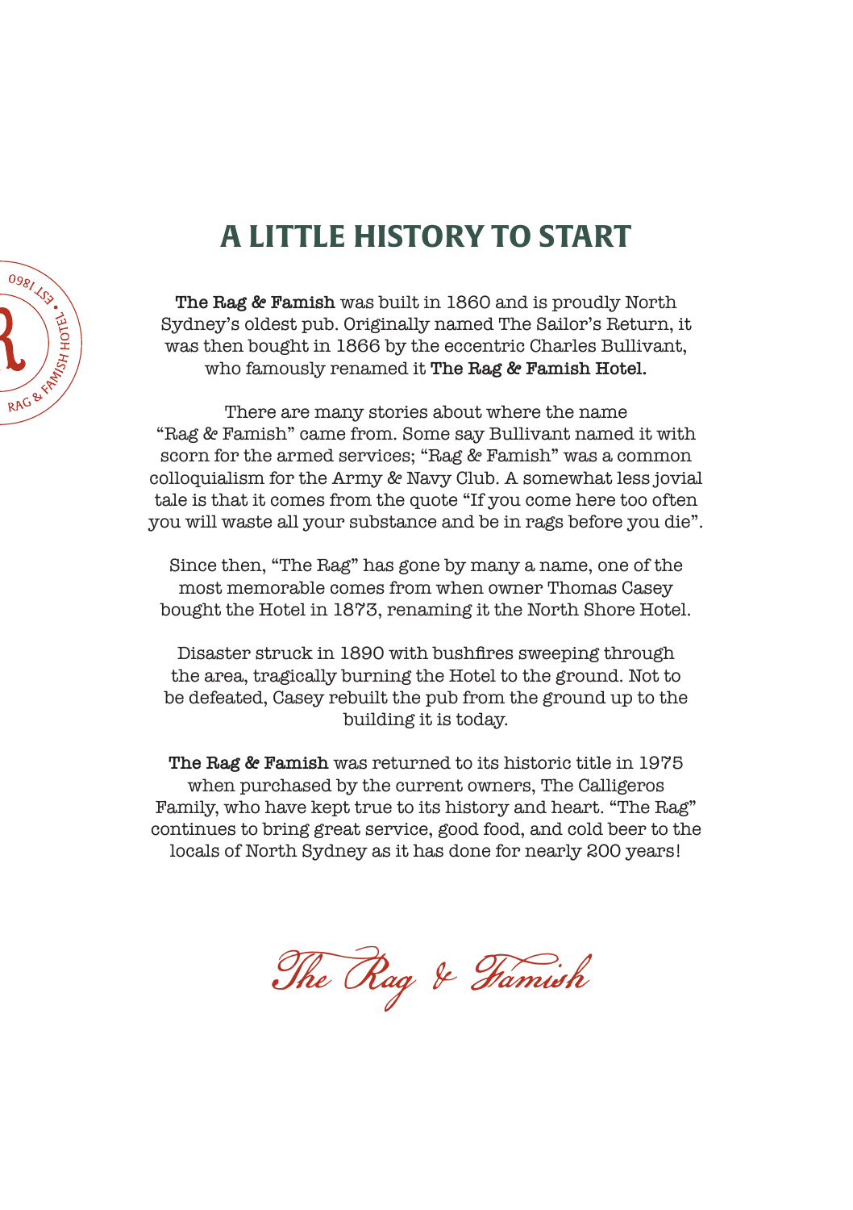# A LITTLE HISTORY TO START

**The Rag & Famish** was built in 1860 and is proudly North Sydney's oldest pub. Originally named The Sailor's Return, it was then bought in 1866 by the eccentric Charles Bullivant, who famously renamed it **The Rag & Famish Hotel.**

There are many stories about where the name "Rag & Famish" came from. Some say Bullivant named it with scorn for the armed services; "Rag & Famish" was a common colloquialism for the Army & Navy Club. A somewhat less jovial tale is that it comes from the quote "If you come here too often you will waste all your substance and be in rags before you die".

Since then, "The Rag" has gone by many a name, one of the most memorable comes from when owner Thomas Casey bought the Hotel in 1873, renaming it the North Shore Hotel.

Disaster struck in 1890 with bushfires sweeping through the area, tragically burning the Hotel to the ground. Not to be defeated, Casey rebuilt the pub from the ground up to the building it is today.

**The Rag & Famish** was returned to its historic title in 1975 when purchased by the current owners, The Calligeros Family, who have kept true to its history and heart. "The Rag" continues to bring great service, good food, and cold beer to the locals of North Sydney as it has done for nearly 200 years!

*The Rag & Famish*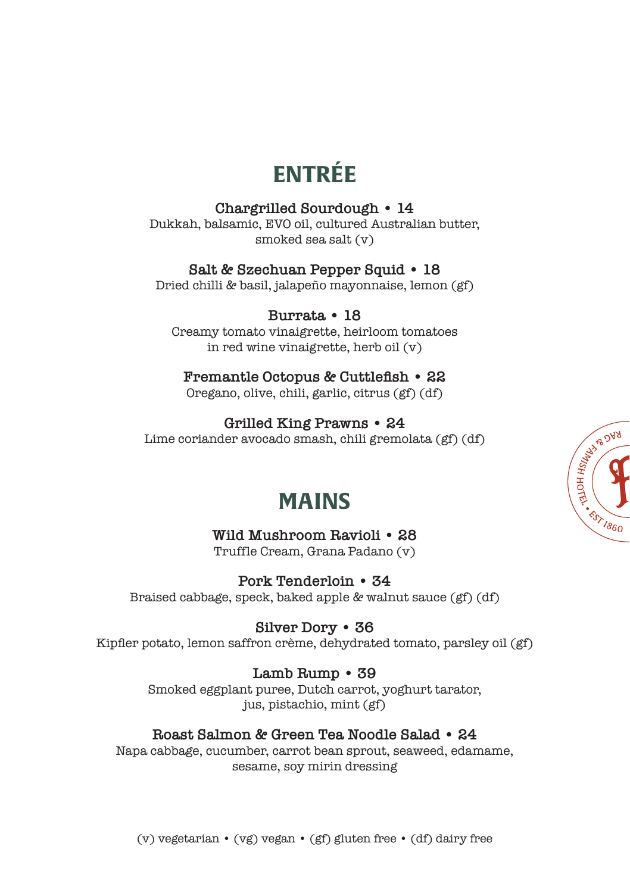# ENTRÉE

**Chargrilled Sourdough • 14**
Dukkah, balsamic, EVO oil, cultured Australian butter, smoked sea salt (v)

**Salt & Szechuan Pepper Squid • 18**
Dried chilli & basil, jalapeño mayonnaise, lemon (gf)

**Burrata • 18**
Creamy tomato vinaigrette, heirloom tomatoes in red wine vinaigrette, herb oil (v)

**Fremantle Octopus & Cuttlefish • 22**
Oregano, olive, chili, garlic, citrus (gf) (df)

**Grilled King Prawns • 24**
Lime coriander avocado smash, chili gremolata (gf) (df)

# MAINS

**Wild Mushroom Ravioli • 28**
Truffle Cream, Grana Padano (v)

**Pork Tenderloin • 34**
Braised cabbage, speck, baked apple & walnut sauce (gf) (df)

**Silver Dory • 36**
Kipfler potato, lemon saffron crème, dehydrated tomato, parsley oil (gf)

**Lamb Rump • 39**
Smoked eggplant puree, Dutch carrot, yoghurt tarator, jus, pistachio, mint (gf)

**Roast Salmon & Green Tea Noodle Salad • 24**
Napa cabbage, cucumber, carrot bean sprout, seaweed, edamame, sesame, soy mirin dressing

(v) vegetarian • (vg) vegan • (gf) gluten free • (df) dairy free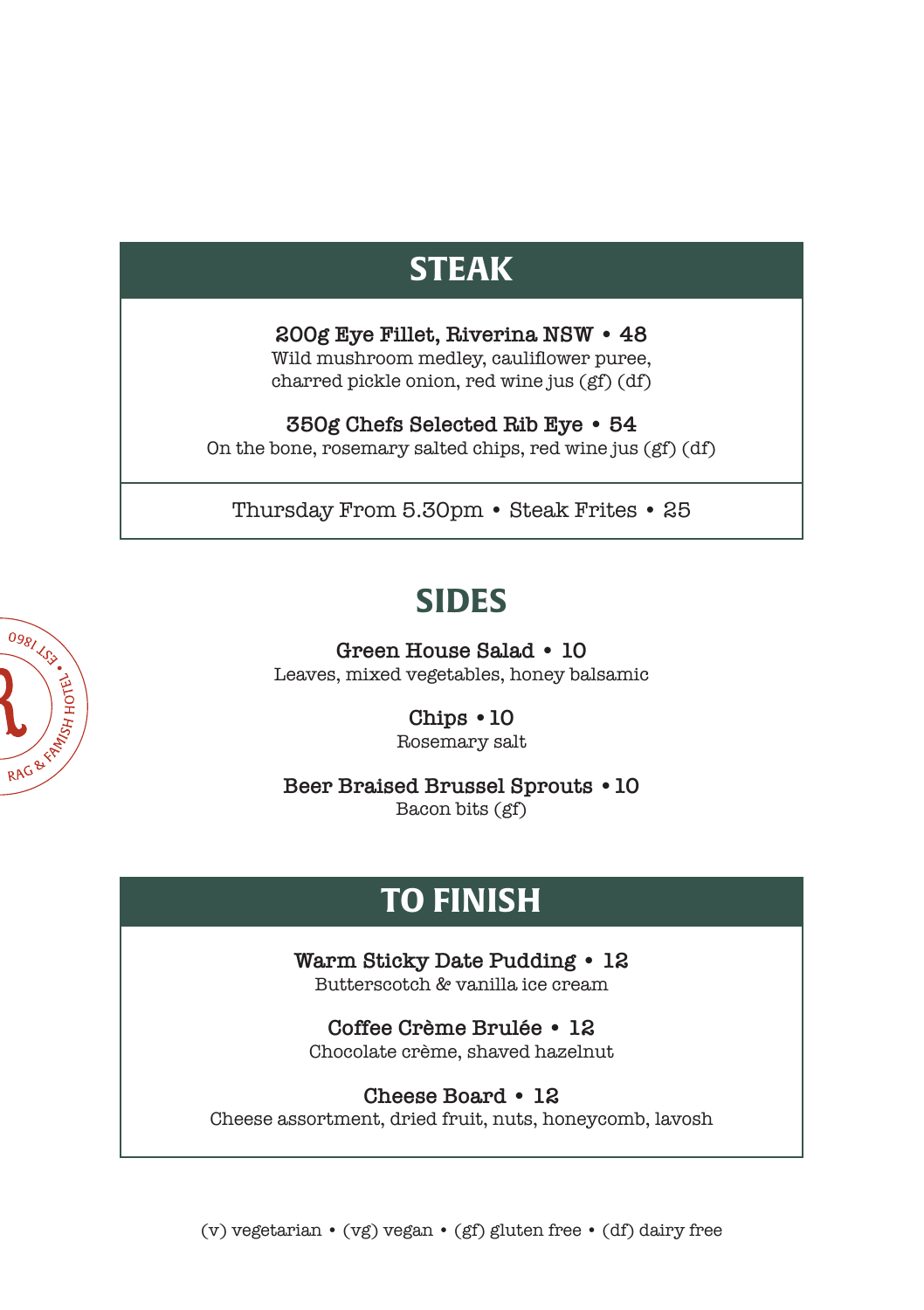## STEAK

**200g Eye Fillet, Riverina NSW • 48**
Wild mushroom medley, cauliflower puree, charred pickle onion, red wine jus (gf) (df)

**350g Chefs Selected Rib Eye • 54**
On the bone, rosemary salted chips, red wine jus (gf) (df)

Thursday From 5.30pm • Steak Frites • 25

## SIDES

**Green House Salad • 10**
Leaves, mixed vegetables, honey balsamic

**Chips • 10**
Rosemary salt

**Beer Braised Brussel Sprouts • 10**
Bacon bits (gf)

## TO FINISH

**Warm Sticky Date Pudding • 12**
Butterscotch & vanilla ice cream

**Coffee Crème Brulée • 12**
Chocolate crème, shaved hazelnut

**Cheese Board • 12**
Cheese assortment, dried fruit, nuts, honeycomb, lavosh

(v) vegetarian • (vg) vegan • (gf) gluten free • (df) dairy free